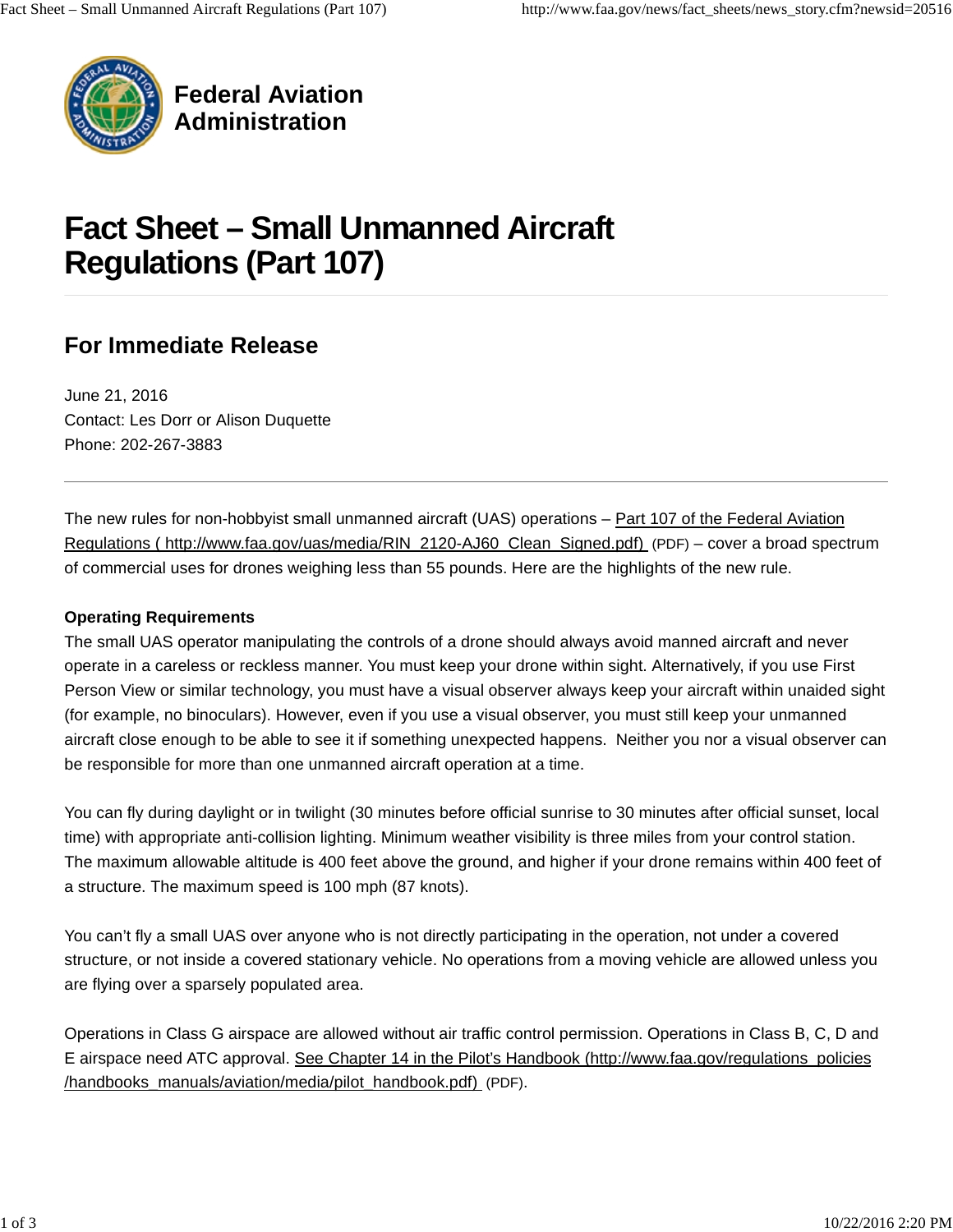Federal Aviation Administration

# Fact Sheet – Small Unmanned Aircraft Regulations (Part 107)

## For Immediate Release

June 21, 2016
Contact: Les Dorr or Alison Duquette
Phone: 202-267-3883

The new rules for non-hobbyist small unmanned aircraft (UAS) operations – Part 107 of the Federal Aviation Regulations ( http://www.faa.gov/uas/media/RIN_2120-AJ60_Clean_Signed.pdf) (PDF) – cover a broad spectrum of commercial uses for drones weighing less than 55 pounds. Here are the highlights of the new rule.

**Operating Requirements**

The small UAS operator manipulating the controls of a drone should always avoid manned aircraft and never operate in a careless or reckless manner. You must keep your drone within sight. Alternatively, if you use First Person View or similar technology, you must have a visual observer always keep your aircraft within unaided sight (for example, no binoculars). However, even if you use a visual observer, you must still keep your unmanned aircraft close enough to be able to see it if something unexpected happens. Neither you nor a visual observer can be responsible for more than one unmanned aircraft operation at a time.

You can fly during daylight or in twilight (30 minutes before official sunrise to 30 minutes after official sunset, local time) with appropriate anti-collision lighting. Minimum weather visibility is three miles from your control station. The maximum allowable altitude is 400 feet above the ground, and higher if your drone remains within 400 feet of a structure. The maximum speed is 100 mph (87 knots).

You can't fly a small UAS over anyone who is not directly participating in the operation, not under a covered structure, or not inside a covered stationary vehicle. No operations from a moving vehicle are allowed unless you are flying over a sparsely populated area.

Operations in Class G airspace are allowed without air traffic control permission. Operations in Class B, C, D and E airspace need ATC approval. See Chapter 14 in the Pilot's Handbook (http://www.faa.gov/regulations_policies/handbooks_manuals/aviation/media/pilot_handbook.pdf) (PDF).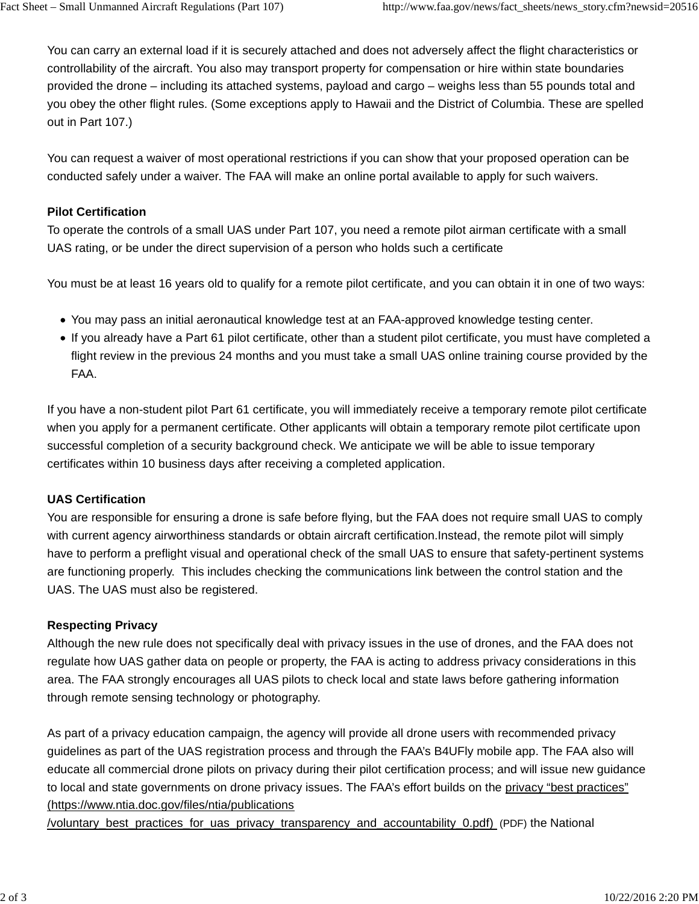You can carry an external load if it is securely attached and does not adversely affect the flight characteristics or controllability of the aircraft. You also may transport property for compensation or hire within state boundaries provided the drone – including its attached systems, payload and cargo – weighs less than 55 pounds total and you obey the other flight rules. (Some exceptions apply to Hawaii and the District of Columbia. These are spelled out in Part 107.)

You can request a waiver of most operational restrictions if you can show that your proposed operation can be conducted safely under a waiver. The FAA will make an online portal available to apply for such waivers.

**Pilot Certification**

To operate the controls of a small UAS under Part 107, you need a remote pilot airman certificate with a small UAS rating, or be under the direct supervision of a person who holds such a certificate

You must be at least 16 years old to qualify for a remote pilot certificate, and you can obtain it in one of two ways:

- You may pass an initial aeronautical knowledge test at an FAA-approved knowledge testing center.
- If you already have a Part 61 pilot certificate, other than a student pilot certificate, you must have completed a flight review in the previous 24 months and you must take a small UAS online training course provided by the FAA.

If you have a non-student pilot Part 61 certificate, you will immediately receive a temporary remote pilot certificate when you apply for a permanent certificate. Other applicants will obtain a temporary remote pilot certificate upon successful completion of a security background check. We anticipate we will be able to issue temporary certificates within 10 business days after receiving a completed application.

**UAS Certification**

You are responsible for ensuring a drone is safe before flying, but the FAA does not require small UAS to comply with current agency airworthiness standards or obtain aircraft certification.Instead, the remote pilot will simply have to perform a preflight visual and operational check of the small UAS to ensure that safety-pertinent systems are functioning properly. This includes checking the communications link between the control station and the UAS. The UAS must also be registered.

**Respecting Privacy**

Although the new rule does not specifically deal with privacy issues in the use of drones, and the FAA does not regulate how UAS gather data on people or property, the FAA is acting to address privacy considerations in this area. The FAA strongly encourages all UAS pilots to check local and state laws before gathering information through remote sensing technology or photography.

As part of a privacy education campaign, the agency will provide all drone users with recommended privacy guidelines as part of the UAS registration process and through the FAA's B4UFly mobile app. The FAA also will educate all commercial drone pilots on privacy during their pilot certification process; and will issue new guidance to local and state governments on drone privacy issues. The FAA's effort builds on the privacy "best practices" (https://www.ntia.doc.gov/files/ntia/publications/voluntary_best_practices_for_uas_privacy_transparency_and_accountability_0.pdf) (PDF) the National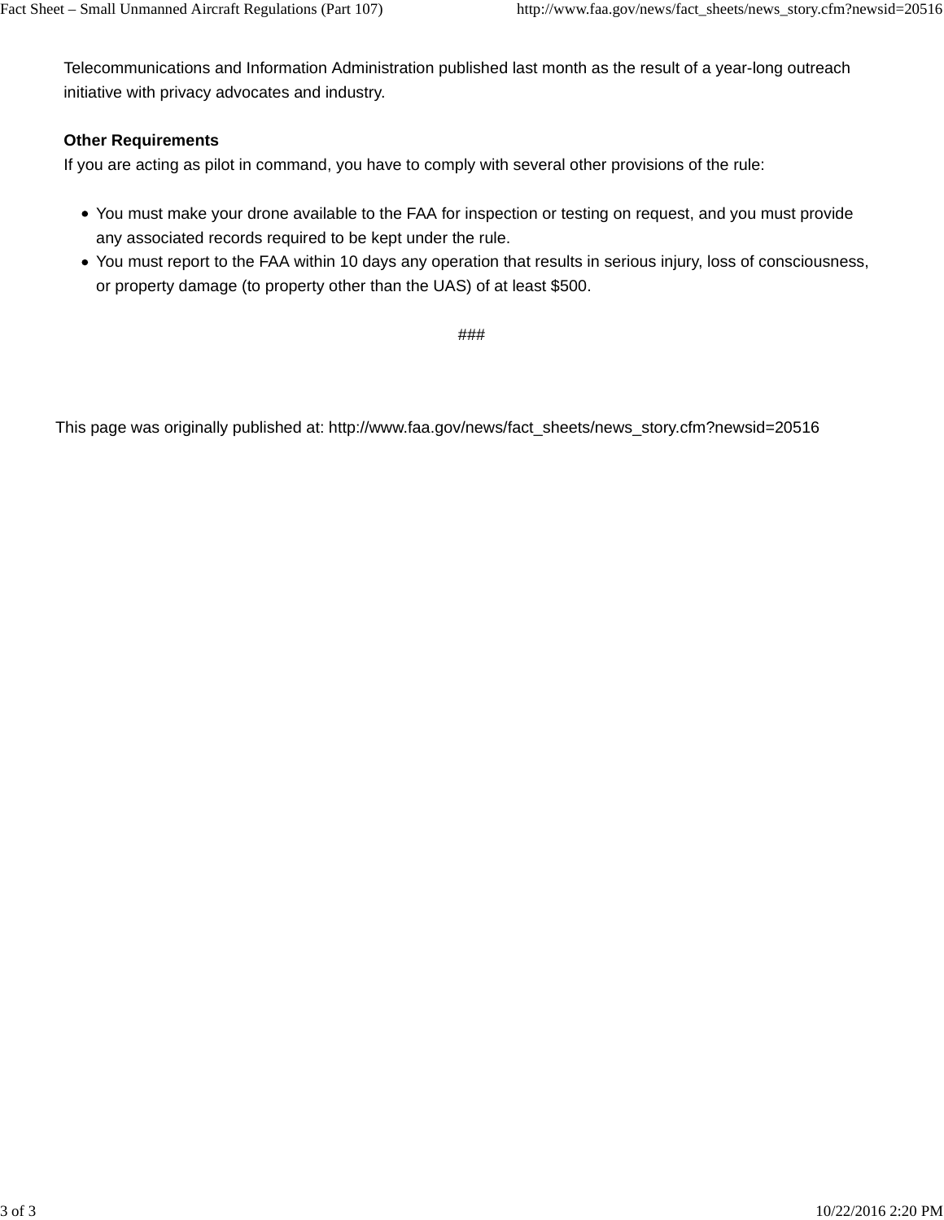Telecommunications and Information Administration published last month as the result of a year-long outreach initiative with privacy advocates and industry.

**Other Requirements**

If you are acting as pilot in command, you have to comply with several other provisions of the rule:

- You must make your drone available to the FAA for inspection or testing on request, and you must provide any associated records required to be kept under the rule.
- You must report to the FAA within 10 days any operation that results in serious injury, loss of consciousness, or property damage (to property other than the UAS) of at least $500.

###

This page was originally published at: http://www.faa.gov/news/fact_sheets/news_story.cfm?newsid=20516